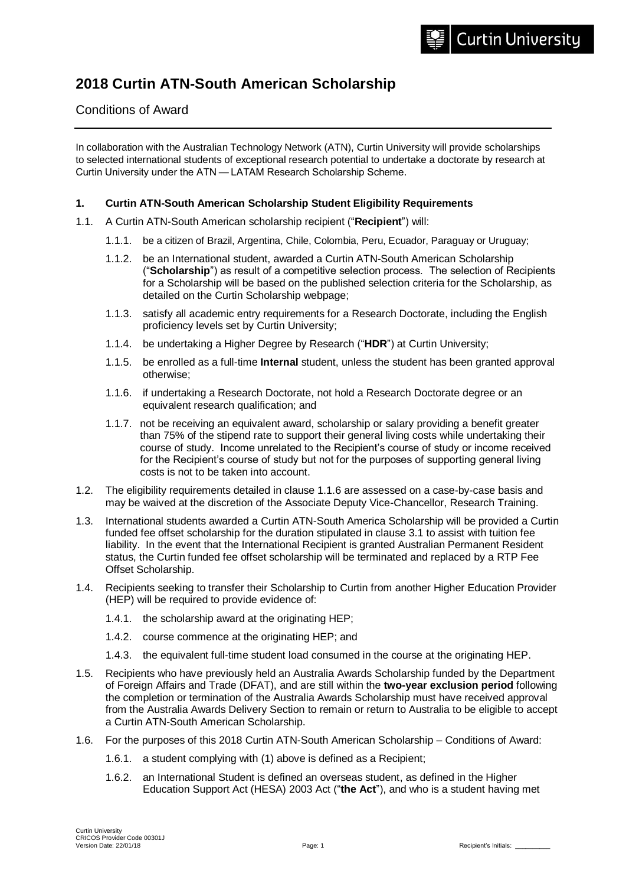# 2018 Curtin ATN-South American Scholarship

Conditions of Award

In collaboration with the Australian Technology Network (ATN), Curtin University will provide scholarships to selected international students of exceptional research potential to undertake a doctorate by research at Curtin University under the ATN — LATAM Research Scholarship Scheme.

## 1. Curtin ATN-South American Scholarship Student Eligibility Requirements

1.1. A Curtin ATN-South American scholarship recipient ("**Recipient**") will:

1.1.1. be a citizen of Brazil, Argentina, Chile, Colombia, Peru, Ecuador, Paraguay or Uruguay;

1.1.2. be an International student, awarded a Curtin ATN-South American Scholarship ("**Scholarship**") as result of a competitive selection process. The selection of Recipients for a Scholarship will be based on the published selection criteria for the Scholarship, as detailed on the Curtin Scholarship webpage;

1.1.3. satisfy all academic entry requirements for a Research Doctorate, including the English proficiency levels set by Curtin University;

1.1.4. be undertaking a Higher Degree by Research ("**HDR**") at Curtin University;

1.1.5. be enrolled as a full-time **Internal** student, unless the student has been granted approval otherwise;

1.1.6. if undertaking a Research Doctorate, not hold a Research Doctorate degree or an equivalent research qualification; and

1.1.7. not be receiving an equivalent award, scholarship or salary providing a benefit greater than 75% of the stipend rate to support their general living costs while undertaking their course of study. Income unrelated to the Recipient's course of study or income received for the Recipient's course of study but not for the purposes of supporting general living costs is not to be taken into account.

1.2. The eligibility requirements detailed in clause 1.1.6 are assessed on a case-by-case basis and may be waived at the discretion of the Associate Deputy Vice-Chancellor, Research Training.

1.3. International students awarded a Curtin ATN-South America Scholarship will be provided a Curtin funded fee offset scholarship for the duration stipulated in clause 3.1 to assist with tuition fee liability. In the event that the International Recipient is granted Australian Permanent Resident status, the Curtin funded fee offset scholarship will be terminated and replaced by a RTP Fee Offset Scholarship.

1.4. Recipients seeking to transfer their Scholarship to Curtin from another Higher Education Provider (HEP) will be required to provide evidence of:

1.4.1. the scholarship award at the originating HEP;

1.4.2. course commence at the originating HEP; and

1.4.3. the equivalent full-time student load consumed in the course at the originating HEP.

1.5. Recipients who have previously held an Australia Awards Scholarship funded by the Department of Foreign Affairs and Trade (DFAT), and are still within the **two-year exclusion period** following the completion or termination of the Australia Awards Scholarship must have received approval from the Australia Awards Delivery Section to remain or return to Australia to be eligible to accept a Curtin ATN-South American Scholarship.

1.6. For the purposes of this 2018 Curtin ATN-South American Scholarship – Conditions of Award:

1.6.1. a student complying with (1) above is defined as a Recipient;

1.6.2. an International Student is defined an overseas student, as defined in the Higher Education Support Act (HESA) 2003 Act ("**the Act**"), and who is a student having met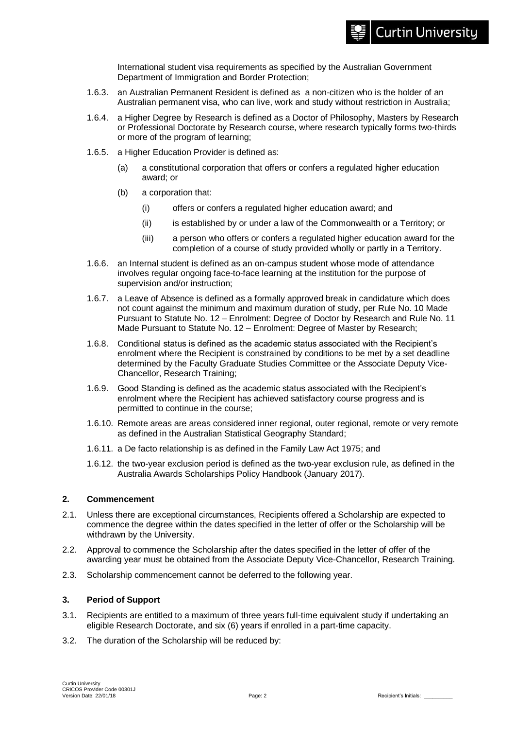International student visa requirements as specified by the Australian Government Department of Immigration and Border Protection;

1.6.3. an Australian Permanent Resident is defined as a non-citizen who is the holder of an Australian permanent visa, who can live, work and study without restriction in Australia;

1.6.4. a Higher Degree by Research is defined as a Doctor of Philosophy, Masters by Research or Professional Doctorate by Research course, where research typically forms two-thirds or more of the program of learning;

1.6.5. a Higher Education Provider is defined as:

(a) a constitutional corporation that offers or confers a regulated higher education award; or

(b) a corporation that:

(i) offers or confers a regulated higher education award; and

(ii) is established by or under a law of the Commonwealth or a Territory; or

(iii) a person who offers or confers a regulated higher education award for the completion of a course of study provided wholly or partly in a Territory.

1.6.6. an Internal student is defined as an on-campus student whose mode of attendance involves regular ongoing face-to-face learning at the institution for the purpose of supervision and/or instruction;

1.6.7. a Leave of Absence is defined as a formally approved break in candidature which does not count against the minimum and maximum duration of study, per Rule No. 10 Made Pursuant to Statute No. 12 – Enrolment: Degree of Doctor by Research and Rule No. 11 Made Pursuant to Statute No. 12 – Enrolment: Degree of Master by Research;

1.6.8. Conditional status is defined as the academic status associated with the Recipient's enrolment where the Recipient is constrained by conditions to be met by a set deadline determined by the Faculty Graduate Studies Committee or the Associate Deputy Vice-Chancellor, Research Training;

1.6.9. Good Standing is defined as the academic status associated with the Recipient's enrolment where the Recipient has achieved satisfactory course progress and is permitted to continue in the course;

1.6.10. Remote areas are areas considered inner regional, outer regional, remote or very remote as defined in the Australian Statistical Geography Standard;

1.6.11. a De facto relationship is as defined in the Family Law Act 1975; and

1.6.12. the two-year exclusion period is defined as the two-year exclusion rule, as defined in the Australia Awards Scholarships Policy Handbook (January 2017).

## 2. Commencement

2.1. Unless there are exceptional circumstances, Recipients offered a Scholarship are expected to commence the degree within the dates specified in the letter of offer or the Scholarship will be withdrawn by the University.

2.2. Approval to commence the Scholarship after the dates specified in the letter of offer of the awarding year must be obtained from the Associate Deputy Vice-Chancellor, Research Training.

2.3. Scholarship commencement cannot be deferred to the following year.

## 3. Period of Support

3.1. Recipients are entitled to a maximum of three years full-time equivalent study if undertaking an eligible Research Doctorate, and six (6) years if enrolled in a part-time capacity.

3.2. The duration of the Scholarship will be reduced by: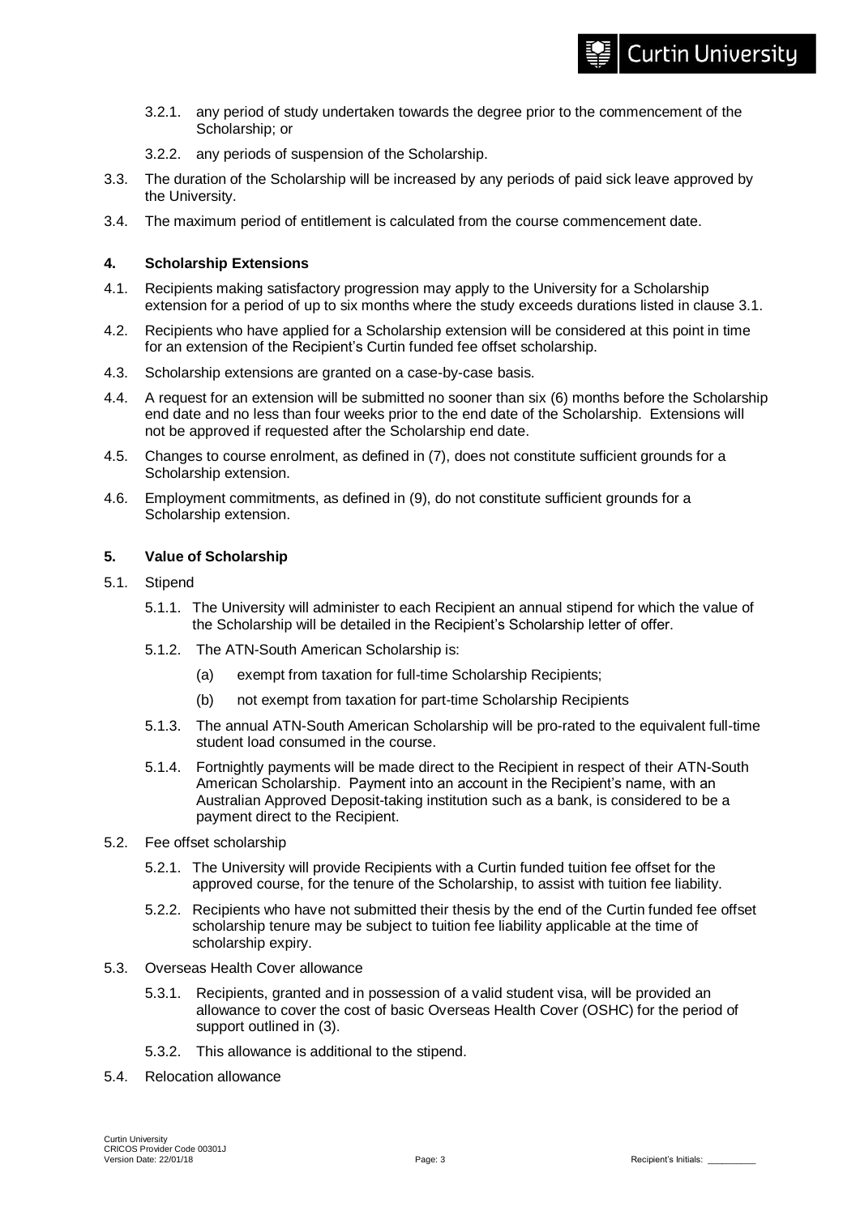3.2.1. any period of study undertaken towards the degree prior to the commencement of the Scholarship; or

3.2.2. any periods of suspension of the Scholarship.

3.3. The duration of the Scholarship will be increased by any periods of paid sick leave approved by the University.

3.4. The maximum period of entitlement is calculated from the course commencement date.

## 4. Scholarship Extensions

4.1. Recipients making satisfactory progression may apply to the University for a Scholarship extension for a period of up to six months where the study exceeds durations listed in clause 3.1.

4.2. Recipients who have applied for a Scholarship extension will be considered at this point in time for an extension of the Recipient's Curtin funded fee offset scholarship.

4.3. Scholarship extensions are granted on a case-by-case basis.

4.4. A request for an extension will be submitted no sooner than six (6) months before the Scholarship end date and no less than four weeks prior to the end date of the Scholarship. Extensions will not be approved if requested after the Scholarship end date.

4.5. Changes to course enrolment, as defined in (7), does not constitute sufficient grounds for a Scholarship extension.

4.6. Employment commitments, as defined in (9), do not constitute sufficient grounds for a Scholarship extension.

## 5. Value of Scholarship

5.1. Stipend

5.1.1. The University will administer to each Recipient an annual stipend for which the value of the Scholarship will be detailed in the Recipient's Scholarship letter of offer.

5.1.2. The ATN-South American Scholarship is:

(a) exempt from taxation for full-time Scholarship Recipients;

(b) not exempt from taxation for part-time Scholarship Recipients

5.1.3. The annual ATN-South American Scholarship will be pro-rated to the equivalent full-time student load consumed in the course.

5.1.4. Fortnightly payments will be made direct to the Recipient in respect of their ATN-South American Scholarship. Payment into an account in the Recipient's name, with an Australian Approved Deposit-taking institution such as a bank, is considered to be a payment direct to the Recipient.

5.2. Fee offset scholarship

5.2.1. The University will provide Recipients with a Curtin funded tuition fee offset for the approved course, for the tenure of the Scholarship, to assist with tuition fee liability.

5.2.2. Recipients who have not submitted their thesis by the end of the Curtin funded fee offset scholarship tenure may be subject to tuition fee liability applicable at the time of scholarship expiry.

5.3. Overseas Health Cover allowance

5.3.1. Recipients, granted and in possession of a valid student visa, will be provided an allowance to cover the cost of basic Overseas Health Cover (OSHC) for the period of support outlined in (3).

5.3.2. This allowance is additional to the stipend.

5.4. Relocation allowance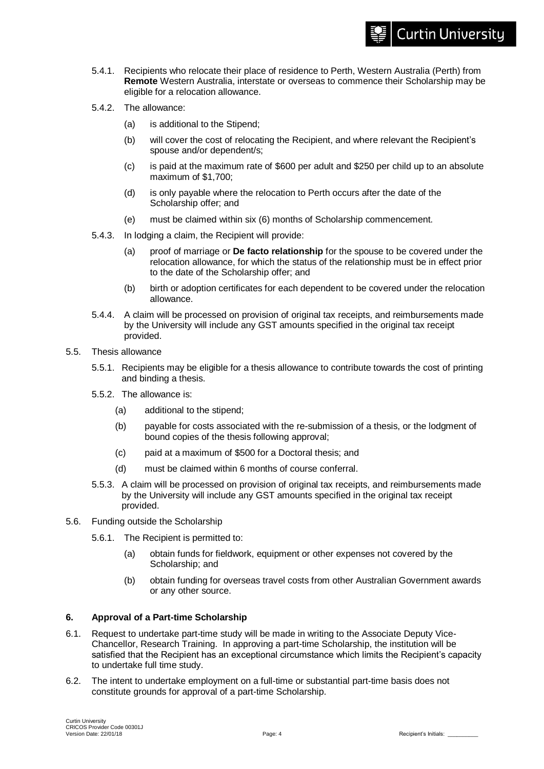5.4.1. Recipients who relocate their place of residence to Perth, Western Australia (Perth) from **Remote** Western Australia, interstate or overseas to commence their Scholarship may be eligible for a relocation allowance.

5.4.2. The allowance:

(a) is additional to the Stipend;

(b) will cover the cost of relocating the Recipient, and where relevant the Recipient's spouse and/or dependent/s;

(c) is paid at the maximum rate of $600 per adult and $250 per child up to an absolute maximum of $1,700;

(d) is only payable where the relocation to Perth occurs after the date of the Scholarship offer; and

(e) must be claimed within six (6) months of Scholarship commencement.

5.4.3. In lodging a claim, the Recipient will provide:

(a) proof of marriage or **De facto relationship** for the spouse to be covered under the relocation allowance, for which the status of the relationship must be in effect prior to the date of the Scholarship offer; and

(b) birth or adoption certificates for each dependent to be covered under the relocation allowance.

5.4.4. A claim will be processed on provision of original tax receipts, and reimbursements made by the University will include any GST amounts specified in the original tax receipt provided.

5.5. Thesis allowance

5.5.1. Recipients may be eligible for a thesis allowance to contribute towards the cost of printing and binding a thesis.

5.5.2. The allowance is:

(a) additional to the stipend;

(b) payable for costs associated with the re-submission of a thesis, or the lodgment of bound copies of the thesis following approval;

(c) paid at a maximum of $500 for a Doctoral thesis; and

(d) must be claimed within 6 months of course conferral.

5.5.3. A claim will be processed on provision of original tax receipts, and reimbursements made by the University will include any GST amounts specified in the original tax receipt provided.

5.6. Funding outside the Scholarship

5.6.1. The Recipient is permitted to:

(a) obtain funds for fieldwork, equipment or other expenses not covered by the Scholarship; and

(b) obtain funding for overseas travel costs from other Australian Government awards or any other source.

**6. Approval of a Part-time Scholarship**

6.1. Request to undertake part-time study will be made in writing to the Associate Deputy Vice-Chancellor, Research Training. In approving a part-time Scholarship, the institution will be satisfied that the Recipient has an exceptional circumstance which limits the Recipient's capacity to undertake full time study.

6.2. The intent to undertake employment on a full-time or substantial part-time basis does not constitute grounds for approval of a part-time Scholarship.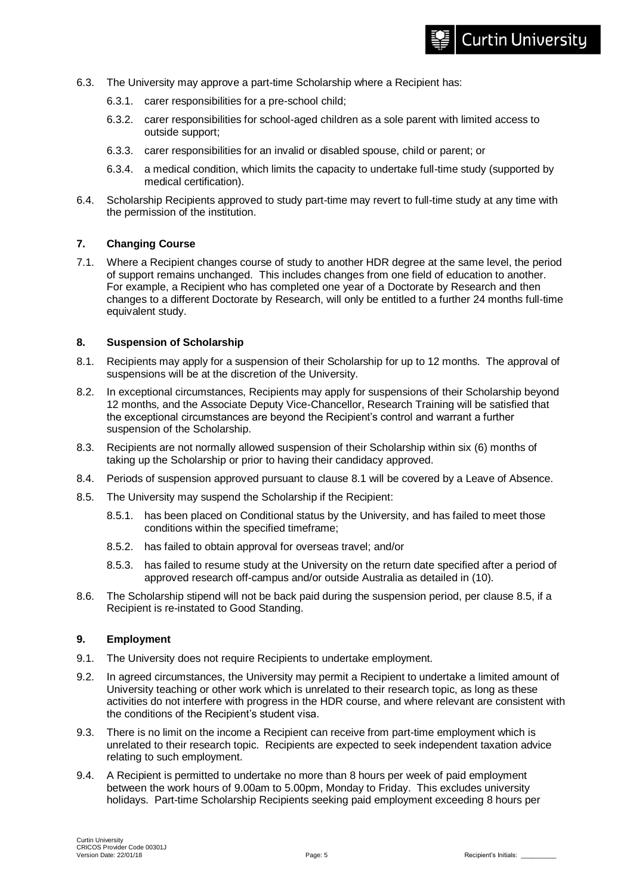6.3. The University may approve a part-time Scholarship where a Recipient has:

6.3.1. carer responsibilities for a pre-school child;

6.3.2. carer responsibilities for school-aged children as a sole parent with limited access to outside support;

6.3.3. carer responsibilities for an invalid or disabled spouse, child or parent; or

6.3.4. a medical condition, which limits the capacity to undertake full-time study (supported by medical certification).

6.4. Scholarship Recipients approved to study part-time may revert to full-time study at any time with the permission of the institution.

## 7. Changing Course

7.1. Where a Recipient changes course of study to another HDR degree at the same level, the period of support remains unchanged. This includes changes from one field of education to another. For example, a Recipient who has completed one year of a Doctorate by Research and then changes to a different Doctorate by Research, will only be entitled to a further 24 months full-time equivalent study.

## 8. Suspension of Scholarship

8.1. Recipients may apply for a suspension of their Scholarship for up to 12 months. The approval of suspensions will be at the discretion of the University.

8.2. In exceptional circumstances, Recipients may apply for suspensions of their Scholarship beyond 12 months, and the Associate Deputy Vice-Chancellor, Research Training will be satisfied that the exceptional circumstances are beyond the Recipient's control and warrant a further suspension of the Scholarship.

8.3. Recipients are not normally allowed suspension of their Scholarship within six (6) months of taking up the Scholarship or prior to having their candidacy approved.

8.4. Periods of suspension approved pursuant to clause 8.1 will be covered by a Leave of Absence.

8.5. The University may suspend the Scholarship if the Recipient:

8.5.1. has been placed on Conditional status by the University, and has failed to meet those conditions within the specified timeframe;

8.5.2. has failed to obtain approval for overseas travel; and/or

8.5.3. has failed to resume study at the University on the return date specified after a period of approved research off-campus and/or outside Australia as detailed in (10).

8.6. The Scholarship stipend will not be back paid during the suspension period, per clause 8.5, if a Recipient is re-instated to Good Standing.

## 9. Employment

9.1. The University does not require Recipients to undertake employment.

9.2. In agreed circumstances, the University may permit a Recipient to undertake a limited amount of University teaching or other work which is unrelated to their research topic, as long as these activities do not interfere with progress in the HDR course, and where relevant are consistent with the conditions of the Recipient's student visa.

9.3. There is no limit on the income a Recipient can receive from part-time employment which is unrelated to their research topic. Recipients are expected to seek independent taxation advice relating to such employment.

9.4. A Recipient is permitted to undertake no more than 8 hours per week of paid employment between the work hours of 9.00am to 5.00pm, Monday to Friday. This excludes university holidays. Part-time Scholarship Recipients seeking paid employment exceeding 8 hours per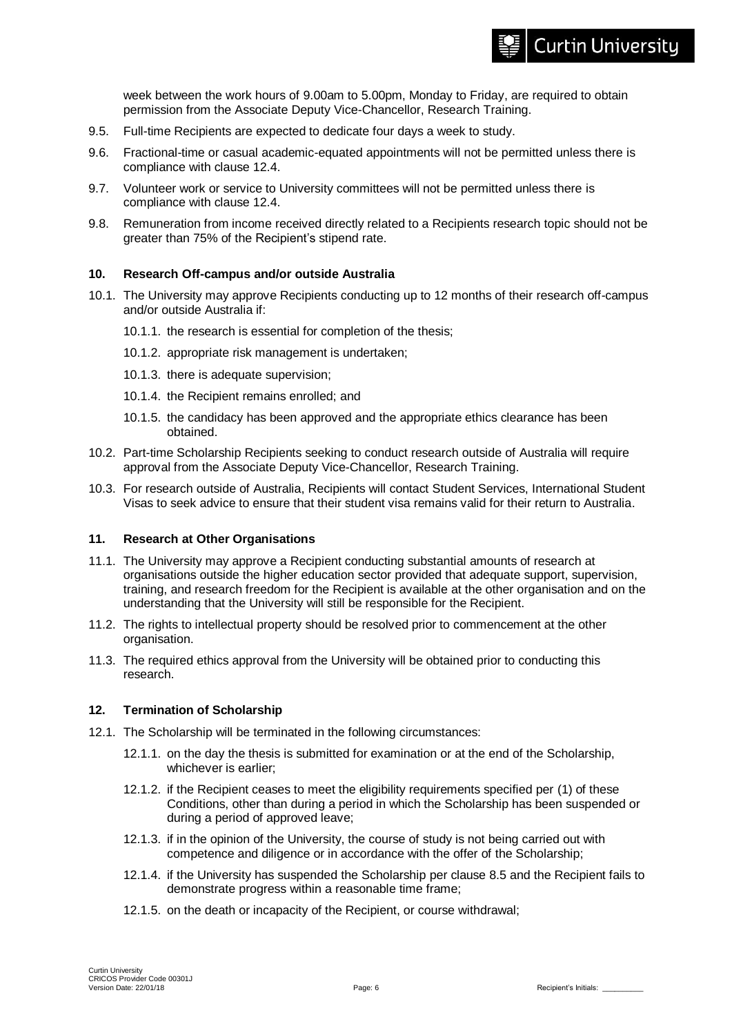week between the work hours of 9.00am to 5.00pm, Monday to Friday, are required to obtain permission from the Associate Deputy Vice-Chancellor, Research Training.

9.5. Full-time Recipients are expected to dedicate four days a week to study.

9.6. Fractional-time or casual academic-equated appointments will not be permitted unless there is compliance with clause 12.4.

9.7. Volunteer work or service to University committees will not be permitted unless there is compliance with clause 12.4.

9.8. Remuneration from income received directly related to a Recipients research topic should not be greater than 75% of the Recipient's stipend rate.

**10. Research Off-campus and/or outside Australia**

10.1. The University may approve Recipients conducting up to 12 months of their research off-campus and/or outside Australia if:

10.1.1. the research is essential for completion of the thesis;

10.1.2. appropriate risk management is undertaken;

10.1.3. there is adequate supervision;

10.1.4. the Recipient remains enrolled; and

10.1.5. the candidacy has been approved and the appropriate ethics clearance has been obtained.

10.2. Part-time Scholarship Recipients seeking to conduct research outside of Australia will require approval from the Associate Deputy Vice-Chancellor, Research Training.

10.3. For research outside of Australia, Recipients will contact Student Services, International Student Visas to seek advice to ensure that their student visa remains valid for their return to Australia.

**11. Research at Other Organisations**

11.1. The University may approve a Recipient conducting substantial amounts of research at organisations outside the higher education sector provided that adequate support, supervision, training, and research freedom for the Recipient is available at the other organisation and on the understanding that the University will still be responsible for the Recipient.

11.2. The rights to intellectual property should be resolved prior to commencement at the other organisation.

11.3. The required ethics approval from the University will be obtained prior to conducting this research.

**12. Termination of Scholarship**

12.1. The Scholarship will be terminated in the following circumstances:

12.1.1. on the day the thesis is submitted for examination or at the end of the Scholarship, whichever is earlier;

12.1.2. if the Recipient ceases to meet the eligibility requirements specified per (1) of these Conditions, other than during a period in which the Scholarship has been suspended or during a period of approved leave;

12.1.3. if in the opinion of the University, the course of study is not being carried out with competence and diligence or in accordance with the offer of the Scholarship;

12.1.4. if the University has suspended the Scholarship per clause 8.5 and the Recipient fails to demonstrate progress within a reasonable time frame;

12.1.5. on the death or incapacity of the Recipient, or course withdrawal;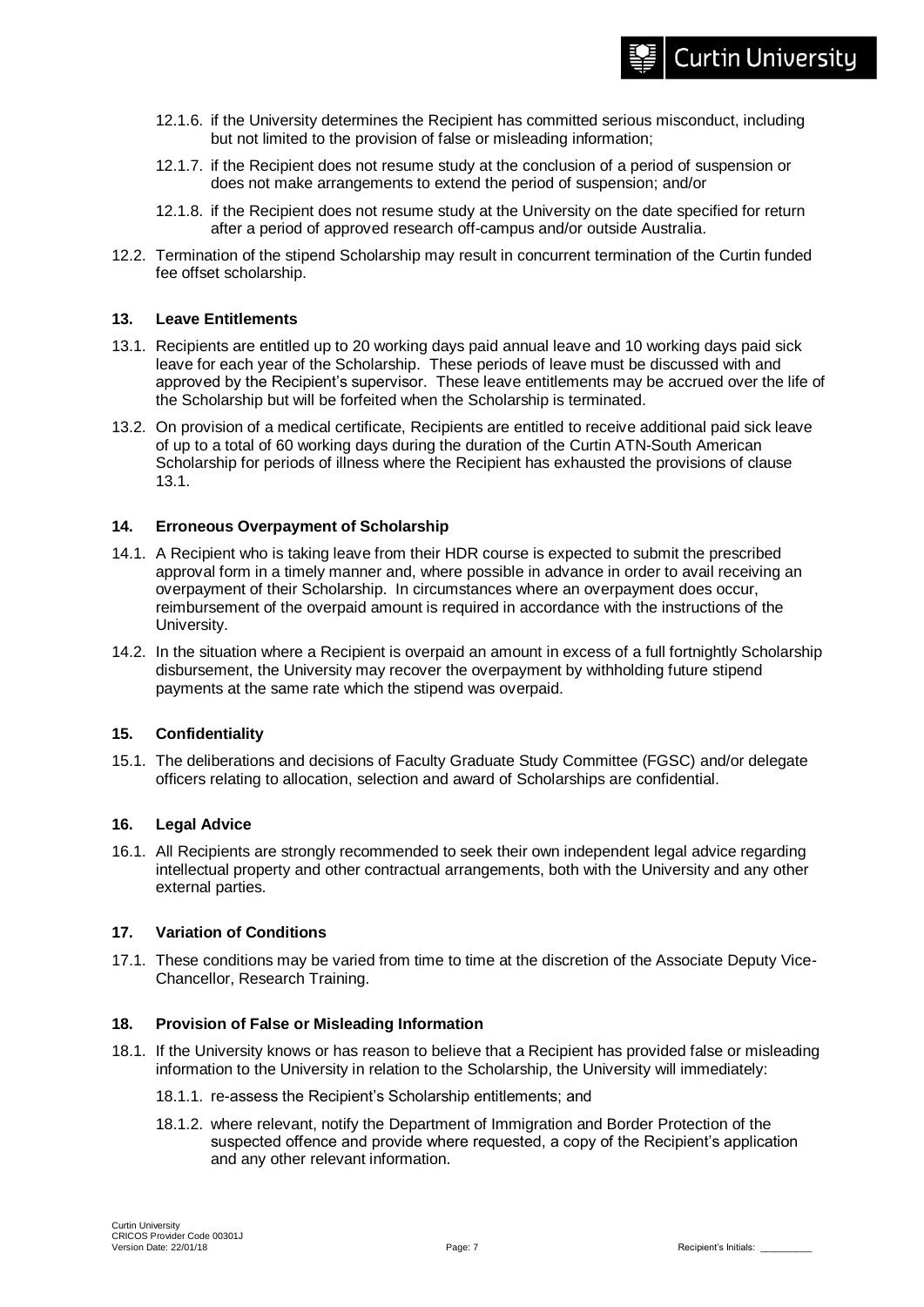12.1.6. if the University determines the Recipient has committed serious misconduct, including but not limited to the provision of false or misleading information;

12.1.7. if the Recipient does not resume study at the conclusion of a period of suspension or does not make arrangements to extend the period of suspension; and/or

12.1.8. if the Recipient does not resume study at the University on the date specified for return after a period of approved research off-campus and/or outside Australia.

12.2. Termination of the stipend Scholarship may result in concurrent termination of the Curtin funded fee offset scholarship.

### 13. Leave Entitlements

13.1. Recipients are entitled up to 20 working days paid annual leave and 10 working days paid sick leave for each year of the Scholarship. These periods of leave must be discussed with and approved by the Recipient's supervisor. These leave entitlements may be accrued over the life of the Scholarship but will be forfeited when the Scholarship is terminated.

13.2. On provision of a medical certificate, Recipients are entitled to receive additional paid sick leave of up to a total of 60 working days during the duration of the Curtin ATN-South American Scholarship for periods of illness where the Recipient has exhausted the provisions of clause 13.1.

### 14. Erroneous Overpayment of Scholarship

14.1. A Recipient who is taking leave from their HDR course is expected to submit the prescribed approval form in a timely manner and, where possible in advance in order to avail receiving an overpayment of their Scholarship. In circumstances where an overpayment does occur, reimbursement of the overpaid amount is required in accordance with the instructions of the University.

14.2. In the situation where a Recipient is overpaid an amount in excess of a full fortnightly Scholarship disbursement, the University may recover the overpayment by withholding future stipend payments at the same rate which the stipend was overpaid.

### 15. Confidentiality

15.1. The deliberations and decisions of Faculty Graduate Study Committee (FGSC) and/or delegate officers relating to allocation, selection and award of Scholarships are confidential.

### 16. Legal Advice

16.1. All Recipients are strongly recommended to seek their own independent legal advice regarding intellectual property and other contractual arrangements, both with the University and any other external parties.

### 17. Variation of Conditions

17.1. These conditions may be varied from time to time at the discretion of the Associate Deputy Vice-Chancellor, Research Training.

### 18. Provision of False or Misleading Information

18.1. If the University knows or has reason to believe that a Recipient has provided false or misleading information to the University in relation to the Scholarship, the University will immediately:

18.1.1. re-assess the Recipient's Scholarship entitlements; and

18.1.2. where relevant, notify the Department of Immigration and Border Protection of the suspected offence and provide where requested, a copy of the Recipient's application and any other relevant information.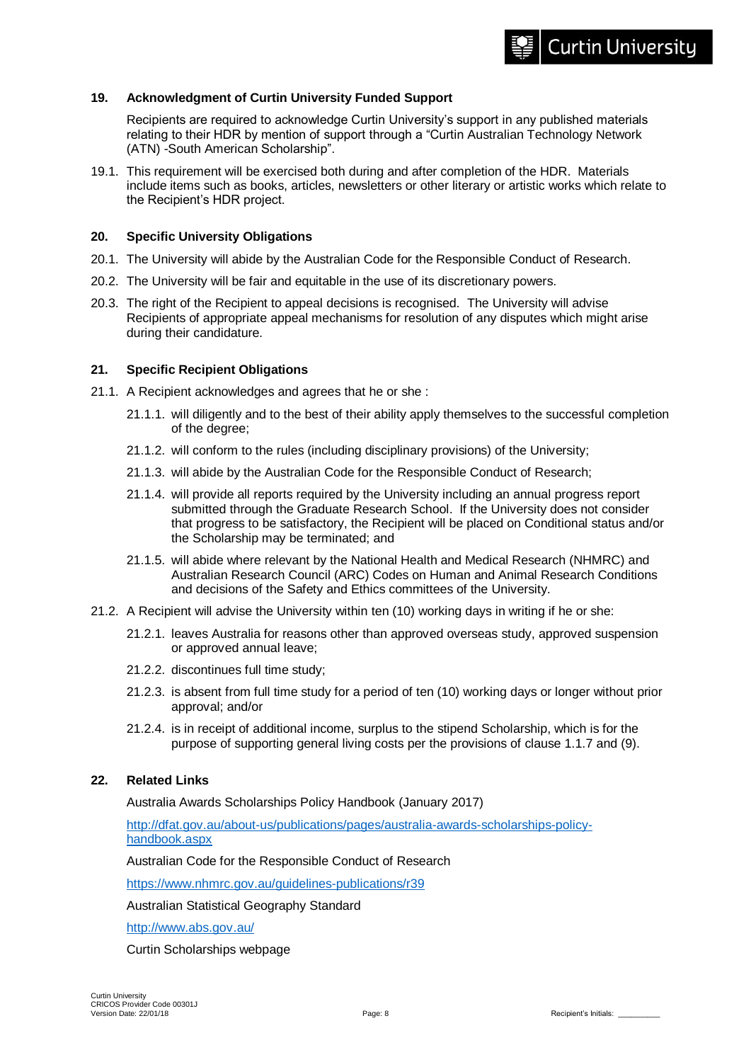## 19. Acknowledgment of Curtin University Funded Support

Recipients are required to acknowledge Curtin University's support in any published materials relating to their HDR by mention of support through a "Curtin Australian Technology Network (ATN) -South American Scholarship".

19.1. This requirement will be exercised both during and after completion of the HDR. Materials include items such as books, articles, newsletters or other literary or artistic works which relate to the Recipient's HDR project.

## 20. Specific University Obligations

20.1. The University will abide by the Australian Code for the Responsible Conduct of Research.

20.2. The University will be fair and equitable in the use of its discretionary powers.

20.3. The right of the Recipient to appeal decisions is recognised. The University will advise Recipients of appropriate appeal mechanisms for resolution of any disputes which might arise during their candidature.

## 21. Specific Recipient Obligations

21.1. A Recipient acknowledges and agrees that he or she :

- 21.1.1. will diligently and to the best of their ability apply themselves to the successful completion of the degree;
- 21.1.2. will conform to the rules (including disciplinary provisions) of the University;
- 21.1.3. will abide by the Australian Code for the Responsible Conduct of Research;
- 21.1.4. will provide all reports required by the University including an annual progress report submitted through the Graduate Research School. If the University does not consider that progress to be satisfactory, the Recipient will be placed on Conditional status and/or the Scholarship may be terminated; and
- 21.1.5. will abide where relevant by the National Health and Medical Research (NHMRC) and Australian Research Council (ARC) Codes on Human and Animal Research Conditions and decisions of the Safety and Ethics committees of the University.

21.2. A Recipient will advise the University within ten (10) working days in writing if he or she:

- 21.2.1. leaves Australia for reasons other than approved overseas study, approved suspension or approved annual leave;
- 21.2.2. discontinues full time study;
- 21.2.3. is absent from full time study for a period of ten (10) working days or longer without prior approval; and/or
- 21.2.4. is in receipt of additional income, surplus to the stipend Scholarship, which is for the purpose of supporting general living costs per the provisions of clause 1.1.7 and (9).

## 22. Related Links

Australia Awards Scholarships Policy Handbook (January 2017)

http://dfat.gov.au/about-us/publications/pages/australia-awards-scholarships-policy-handbook.aspx

Australian Code for the Responsible Conduct of Research

https://www.nhmrc.gov.au/guidelines-publications/r39

Australian Statistical Geography Standard

http://www.abs.gov.au/

Curtin Scholarships webpage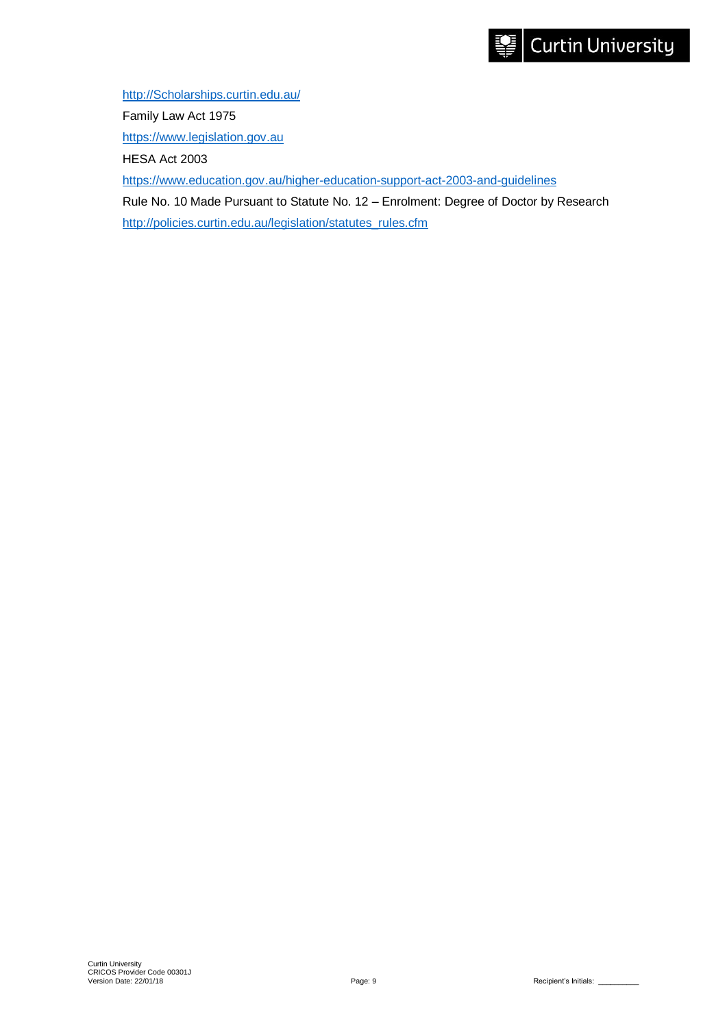http://Scholarships.curtin.edu.au/

Family Law Act 1975

https://www.legislation.gov.au

HESA Act 2003

https://www.education.gov.au/higher-education-support-act-2003-and-guidelines

Rule No. 10 Made Pursuant to Statute No. 12 – Enrolment: Degree of Doctor by Research

http://policies.curtin.edu.au/legislation/statutes_rules.cfm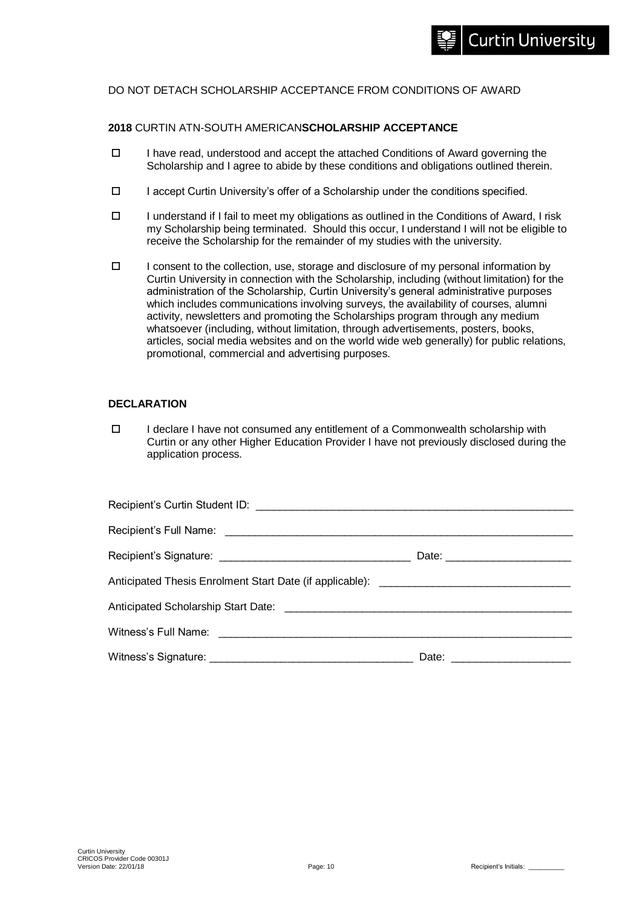DO NOT DETACH SCHOLARSHIP ACCEPTANCE FROM CONDITIONS OF AWARD

**2018** CURTIN ATN-SOUTH AMERICAN**SCHOLARSHIP ACCEPTANCE**

- ☐ I have read, understood and accept the attached Conditions of Award governing the Scholarship and I agree to abide by these conditions and obligations outlined therein.
- ☐ I accept Curtin University's offer of a Scholarship under the conditions specified.
- ☐ I understand if I fail to meet my obligations as outlined in the Conditions of Award, I risk my Scholarship being terminated. Should this occur, I understand I will not be eligible to receive the Scholarship for the remainder of my studies with the university.
- ☐ I consent to the collection, use, storage and disclosure of my personal information by Curtin University in connection with the Scholarship, including (without limitation) for the administration of the Scholarship, Curtin University's general administrative purposes which includes communications involving surveys, the availability of courses, alumni activity, newsletters and promoting the Scholarships program through any medium whatsoever (including, without limitation, through advertisements, posters, books, articles, social media websites and on the world wide web generally) for public relations, promotional, commercial and advertising purposes.

**DECLARATION**

- ☐ I declare I have not consumed any entitlement of a Commonwealth scholarship with Curtin or any other Higher Education Provider I have not previously disclosed during the application process.

Recipient's Curtin Student ID: ____________________________________________________

Recipient's Full Name: ____________________________________________________________

Recipient's Signature: _______________________________ Date: ____________________

Anticipated Thesis Enrolment Start Date (if applicable): _______________________________

Anticipated Scholarship Start Date: ________________________________________________

Witness's Full Name: _____________________________________________________________

Witness's Signature: ________________________________ Date: ___________________

Recipient's Initials: _________